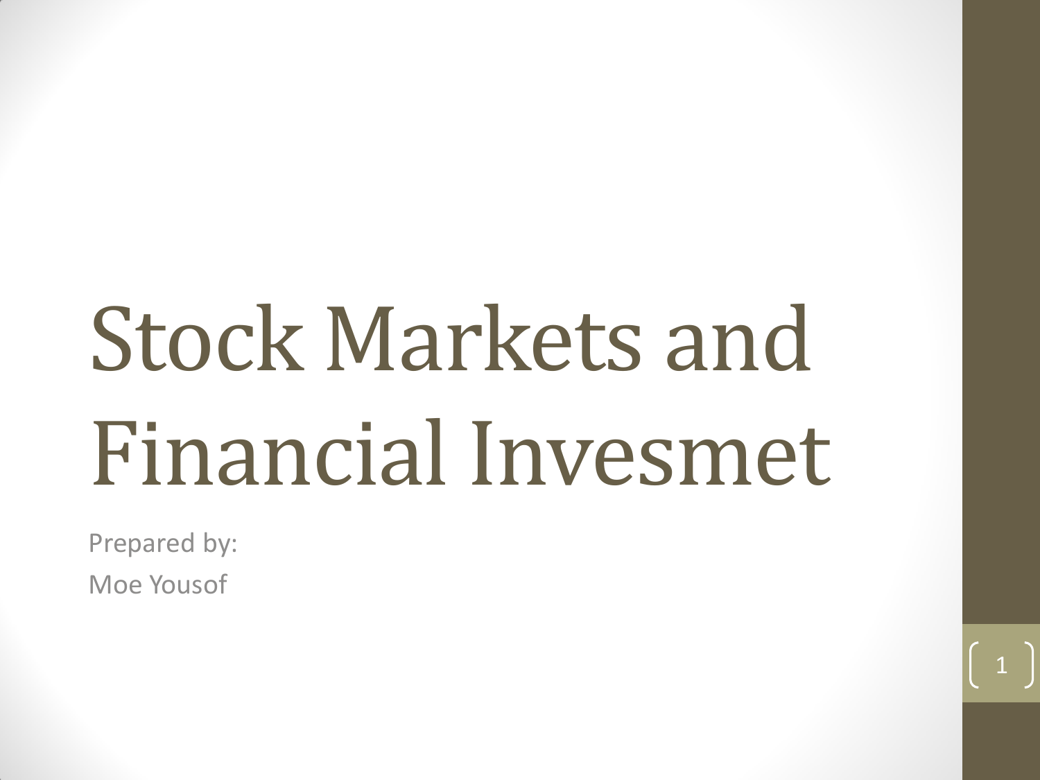# Stock Markets and Financial Invesmet

Prepared by:

Moe Yousof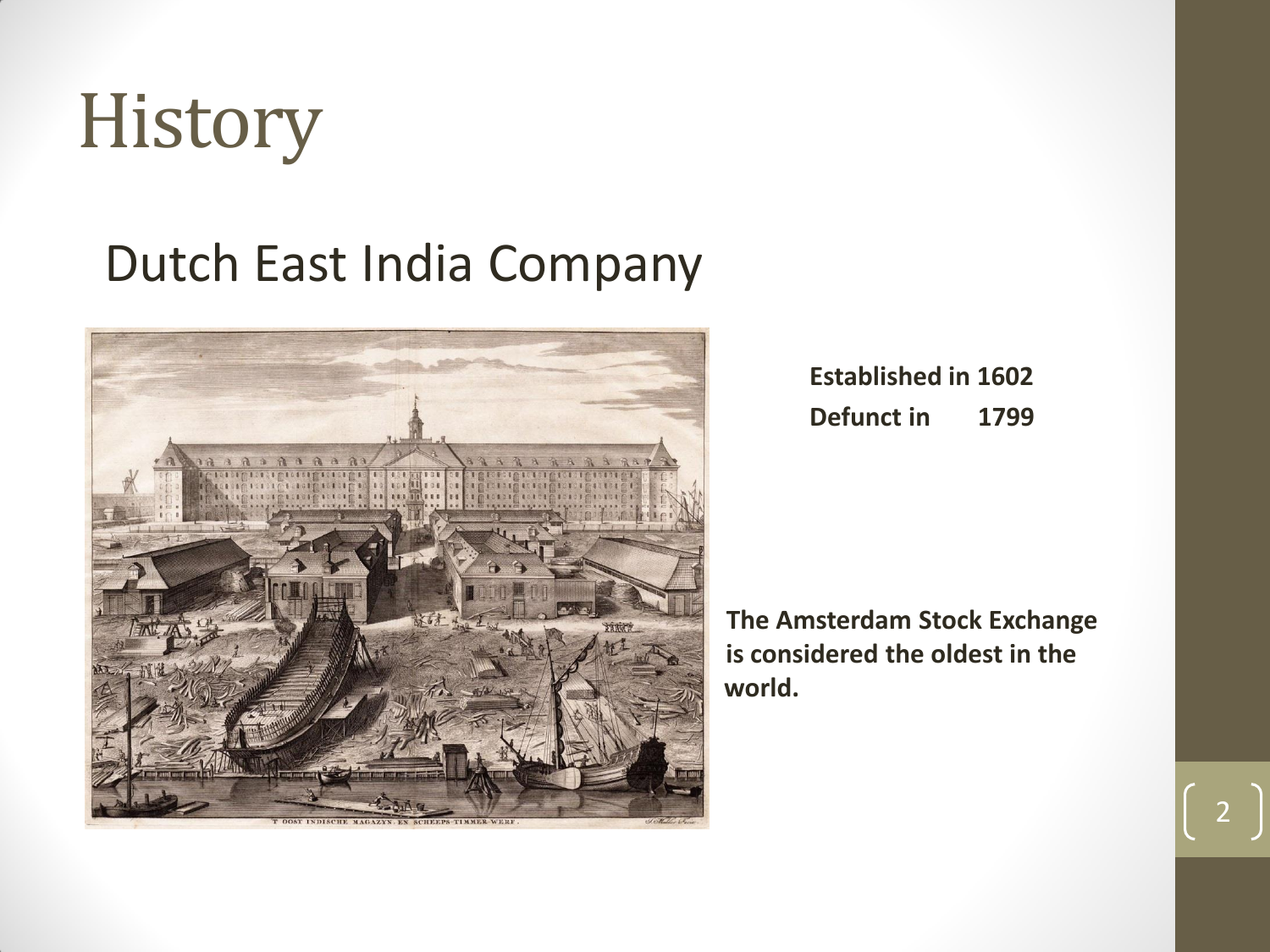# History

## Dutch East India Company

**Established in 1602**
**Defunct in 1799**

**The Amsterdam Stock Exchange is considered the oldest in the world.**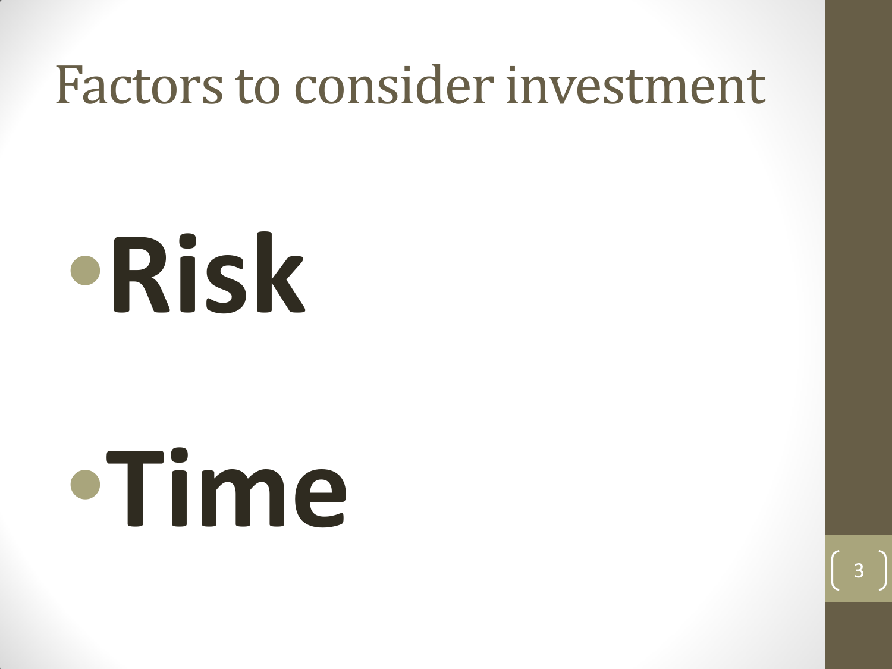# Factors to consider investment

- **Risk**
- **Time**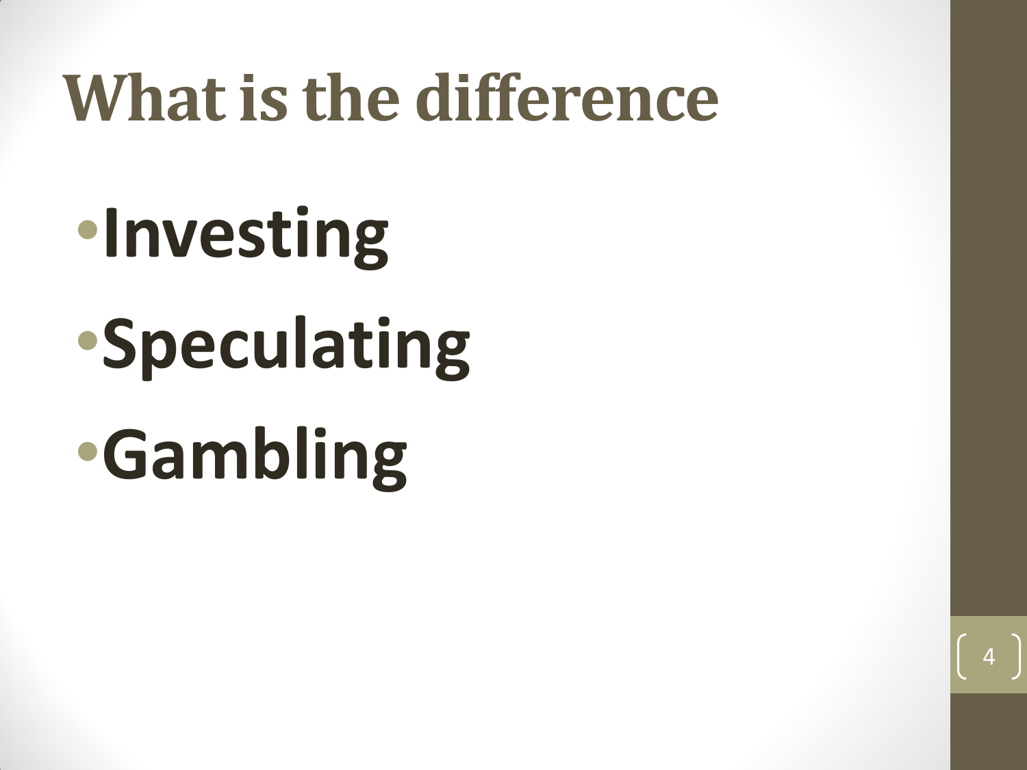# What is the difference

- **Investing**
- **Speculating**
- **Gambling**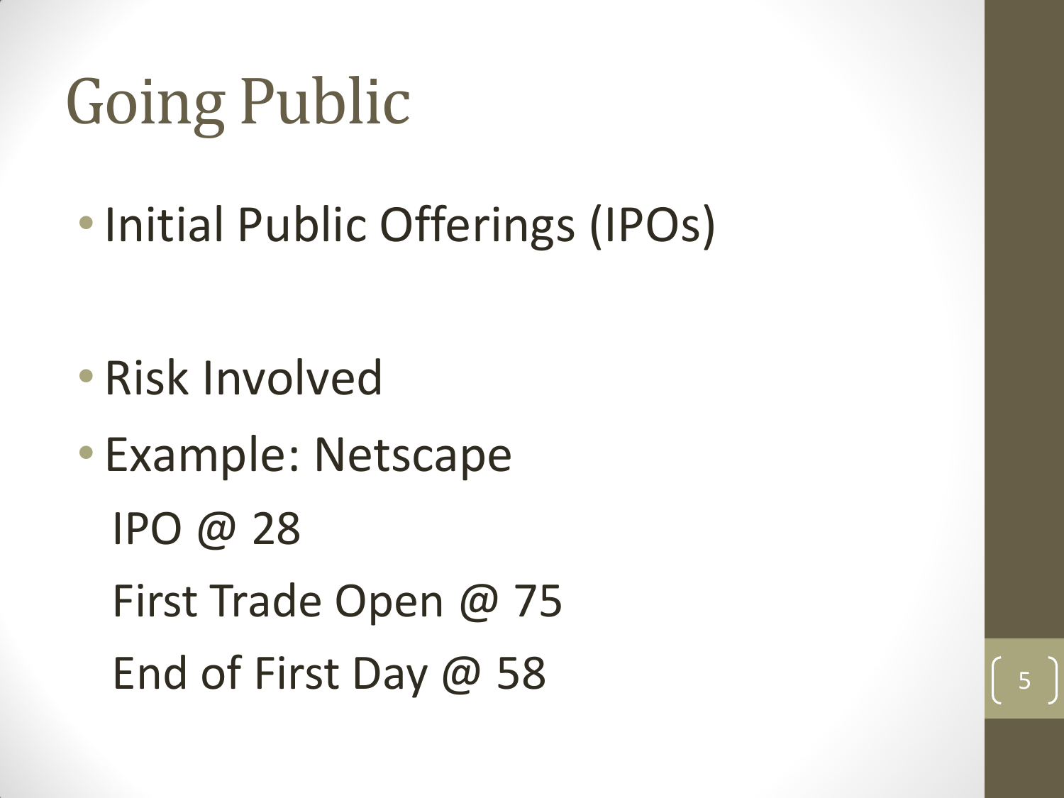# Going Public

- Initial Public Offerings (IPOs)

- Risk Involved
- Example: Netscape

  IPO @ 28

  First Trade Open @ 75

  End of First Day @ 58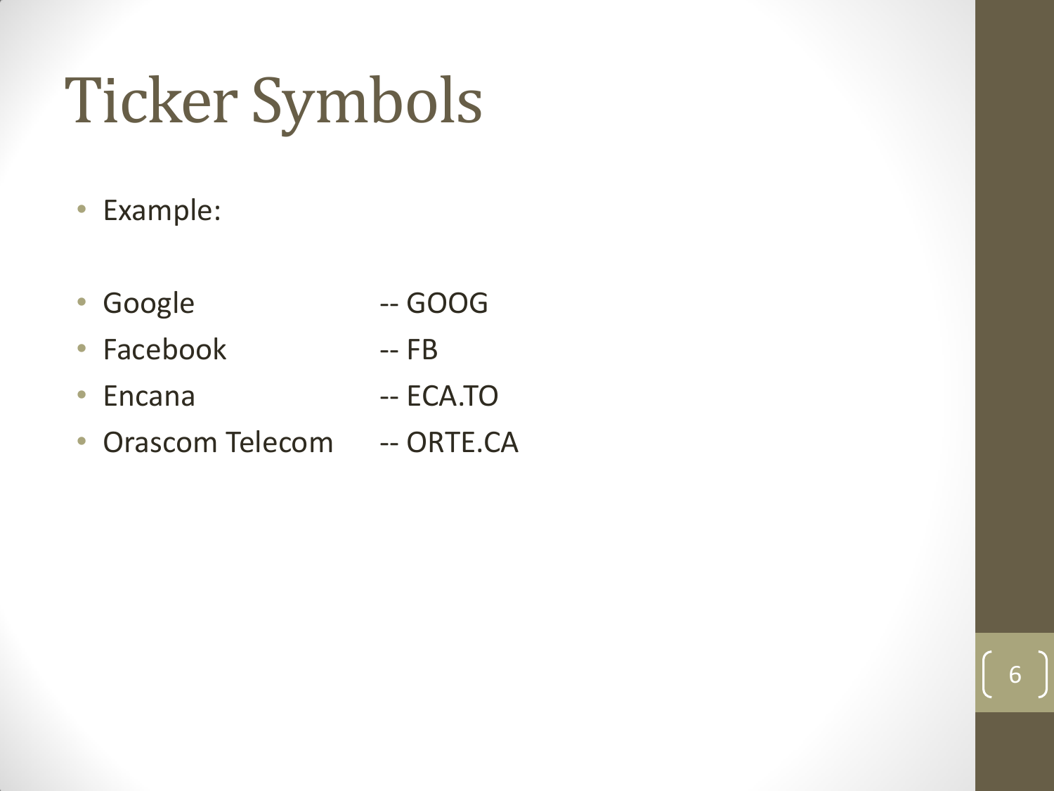# Ticker Symbols

- Example:

- Google -- GOOG
- Facebook -- FB
- Encana -- ECA.TO
- Orascom Telecom -- ORTE.CA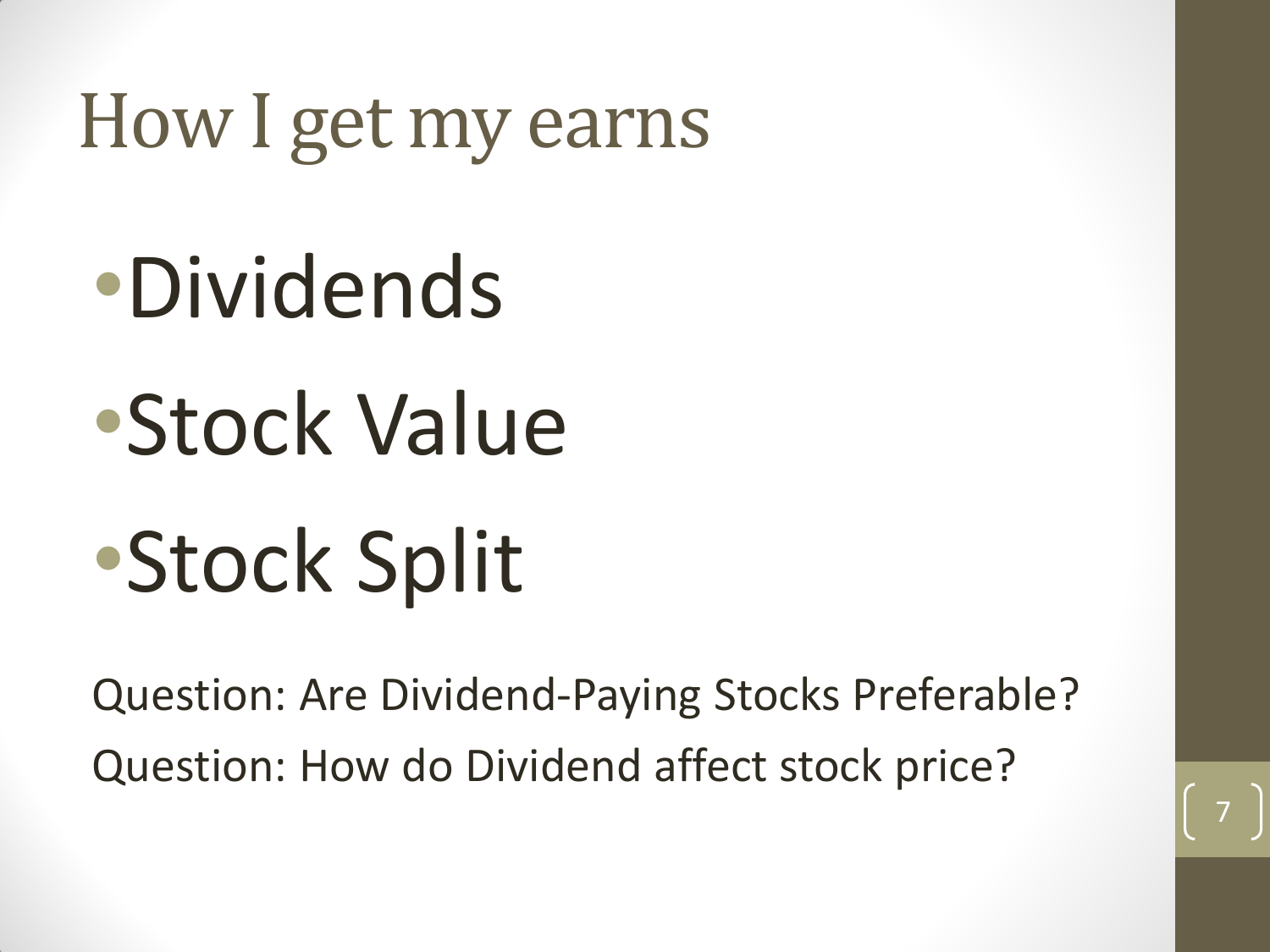# How I get my earns

- Dividends
- Stock Value
- Stock Split

Question: Are Dividend-Paying Stocks Preferable?

Question: How do Dividend affect stock price?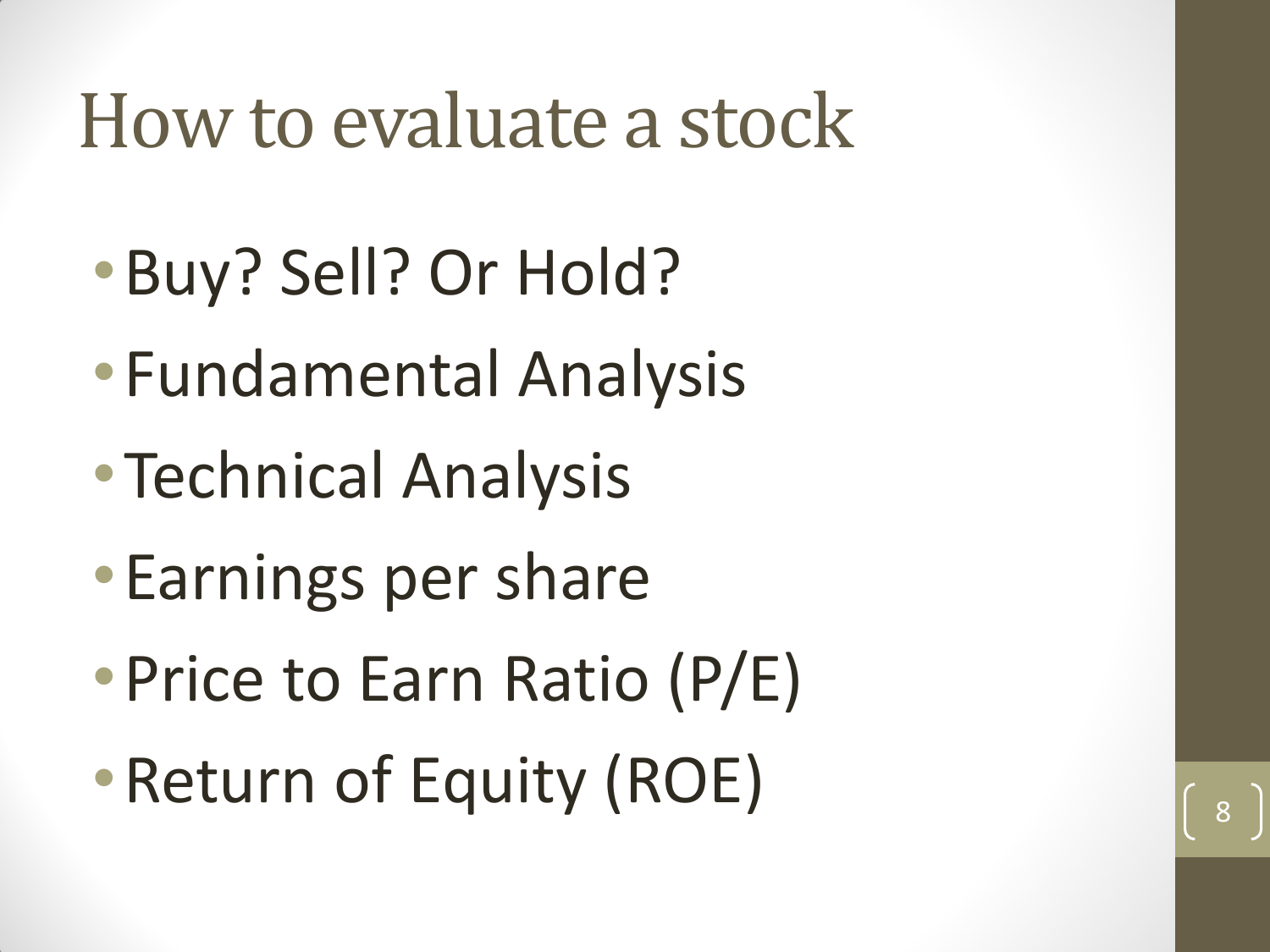# How to evaluate a stock

- Buy? Sell? Or Hold?
- Fundamental Analysis
- Technical Analysis
- Earnings per share
- Price to Earn Ratio (P/E)
- Return of Equity (ROE)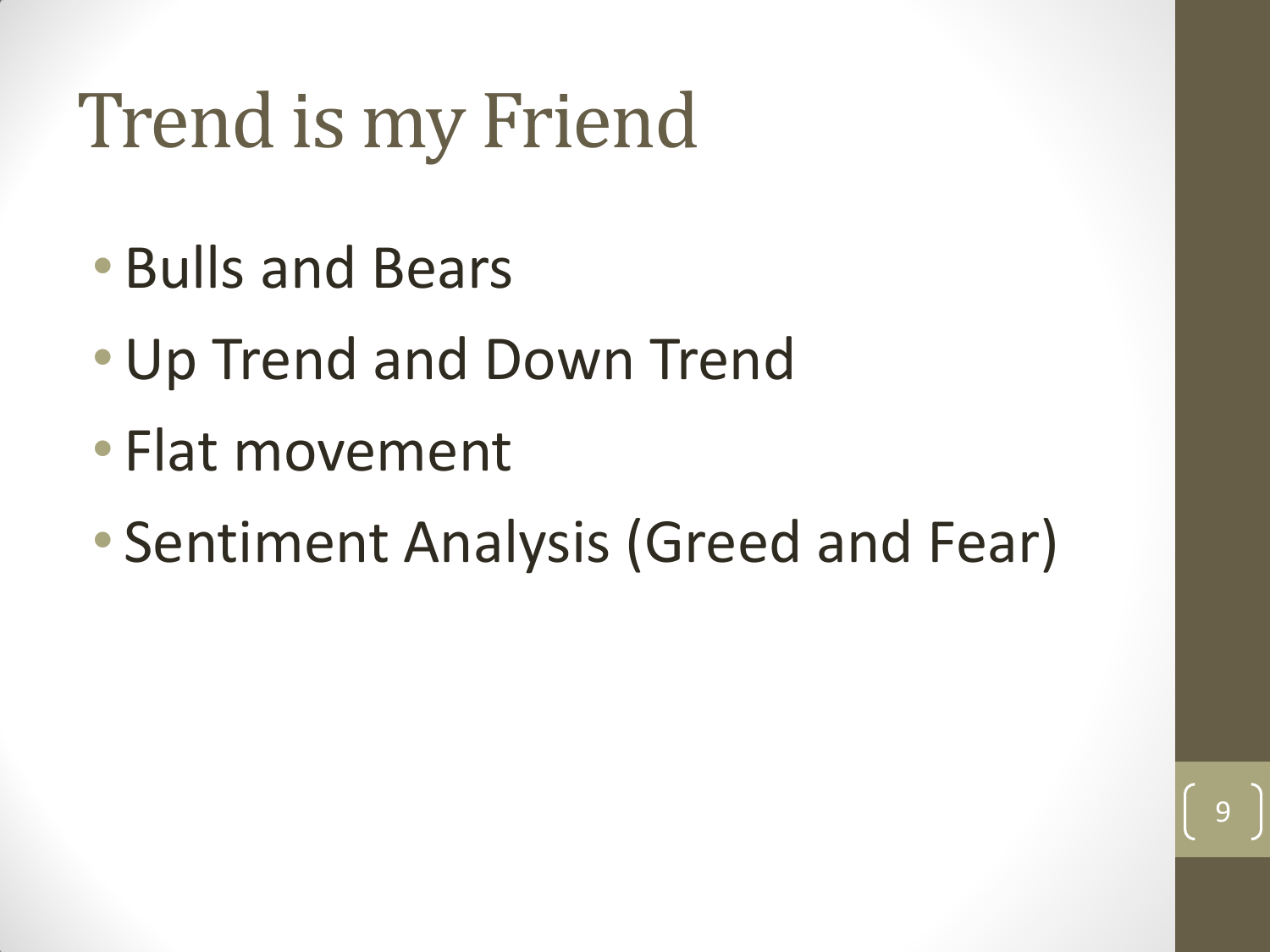# Trend is my Friend

- Bulls and Bears
- Up Trend and Down Trend
- Flat movement
- Sentiment Analysis (Greed and Fear)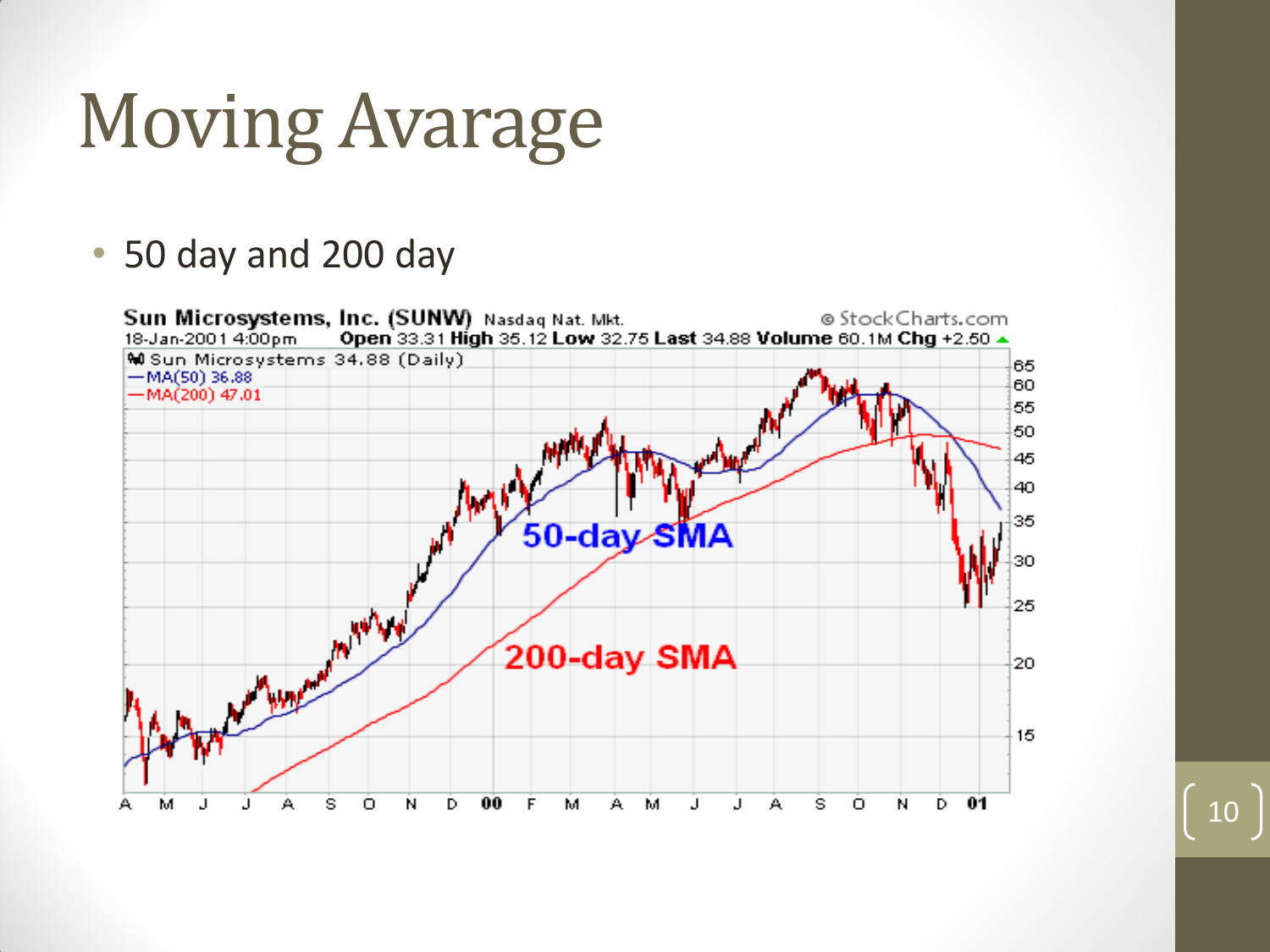# Moving Avarage

- 50 day and 200 day

Sun Microsystems, Inc. (SUNW) Nasdaq Nat. Mkt.
© StockCharts.com
18-Jan-2001 4:00pm **Open** 33.31 **High** 35.12 **Low** 32.75 **Last** 34.88 **Volume** 60.1M **Chg** +2.50
Sun Microsystems 34.88 (Daily)
—MA(50) 36.88
—MA(200) 47.01

50-day SMA

200-day SMA

65
60
55
50
45
40
35
30
25
20
15

A M J J A S O N D 00 F M A M J J A S O N D 01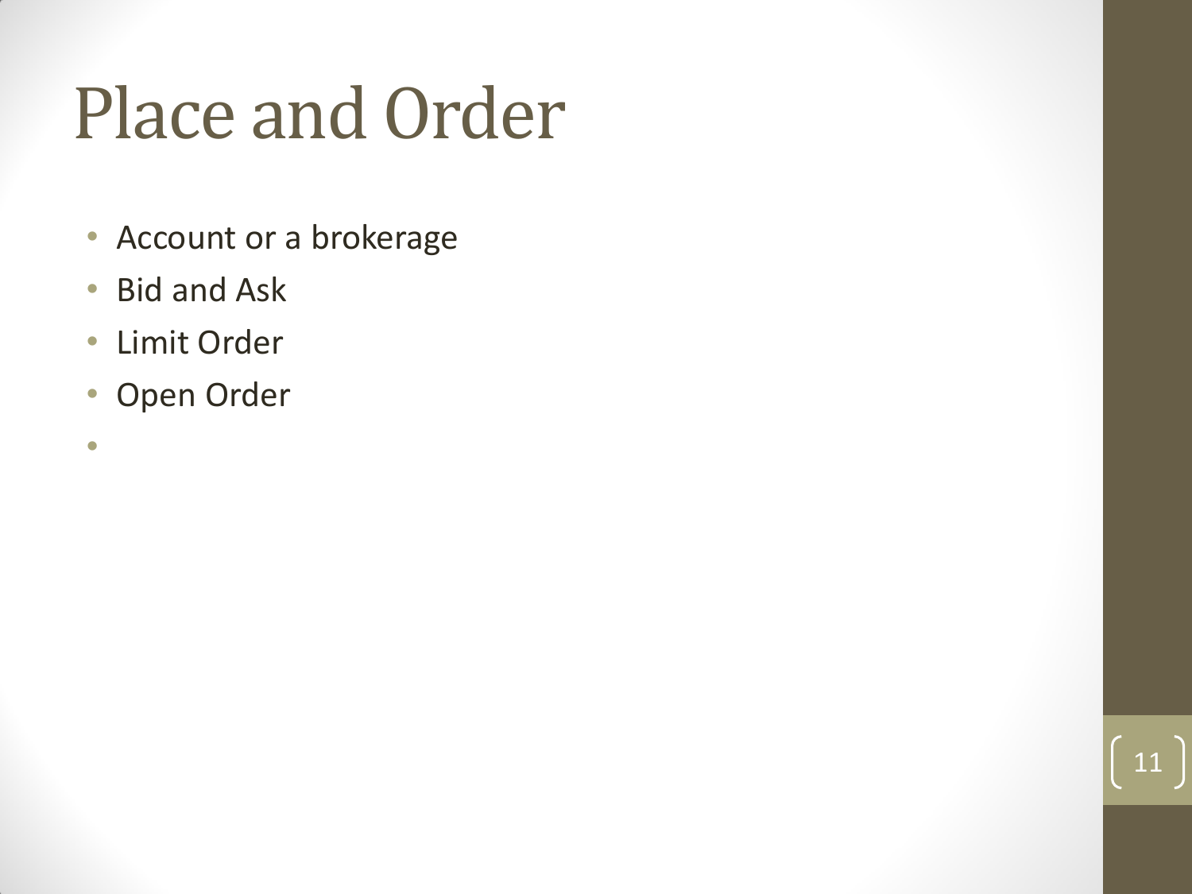# Place and Order

- Account or a brokerage
- Bid and Ask
- Limit Order
- Open Order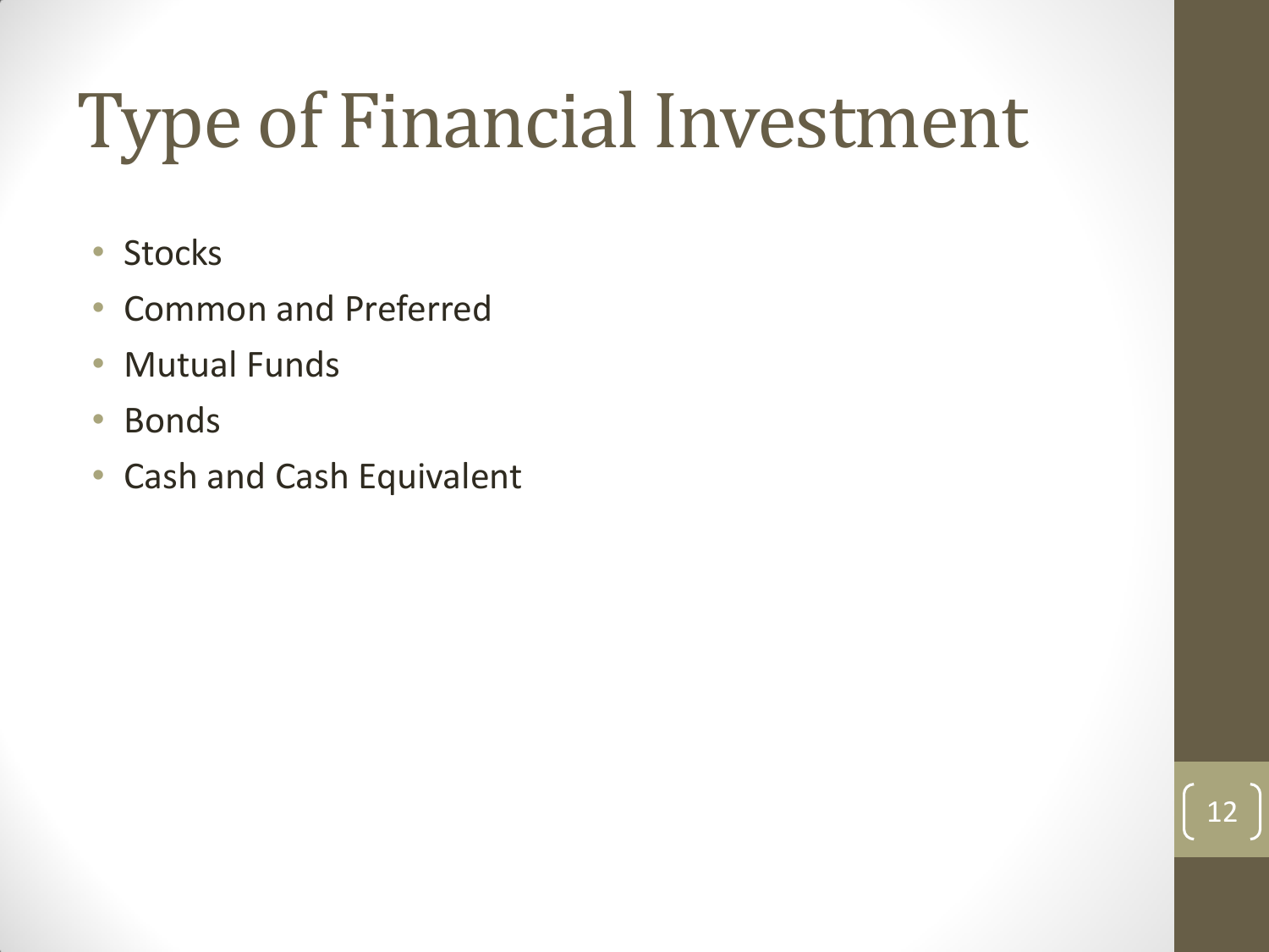# Type of Financial Investment

- Stocks
- Common and Preferred
- Mutual Funds
- Bonds
- Cash and Cash Equivalent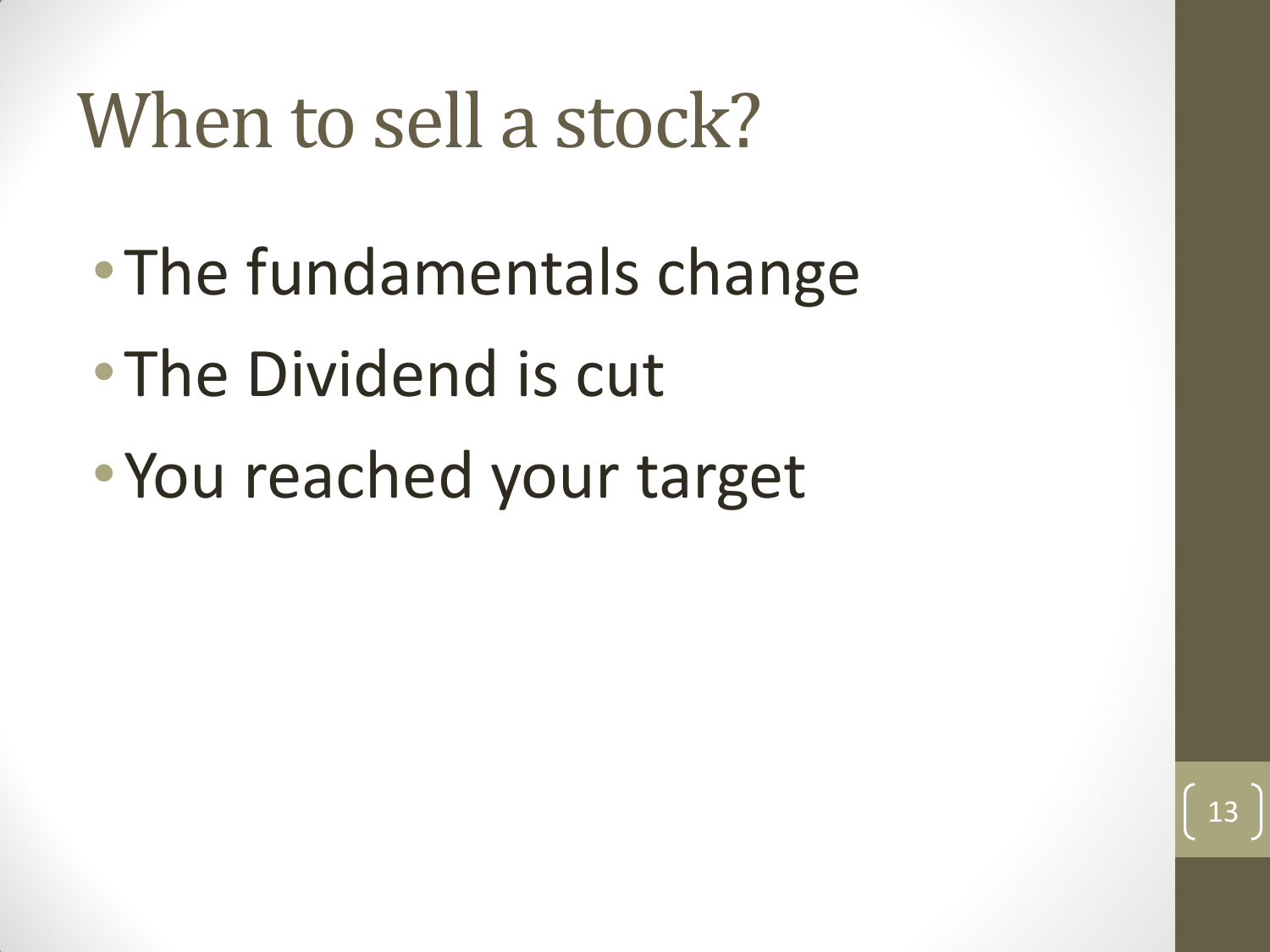# When to sell a stock?

- The fundamentals change
- The Dividend is cut
- You reached your target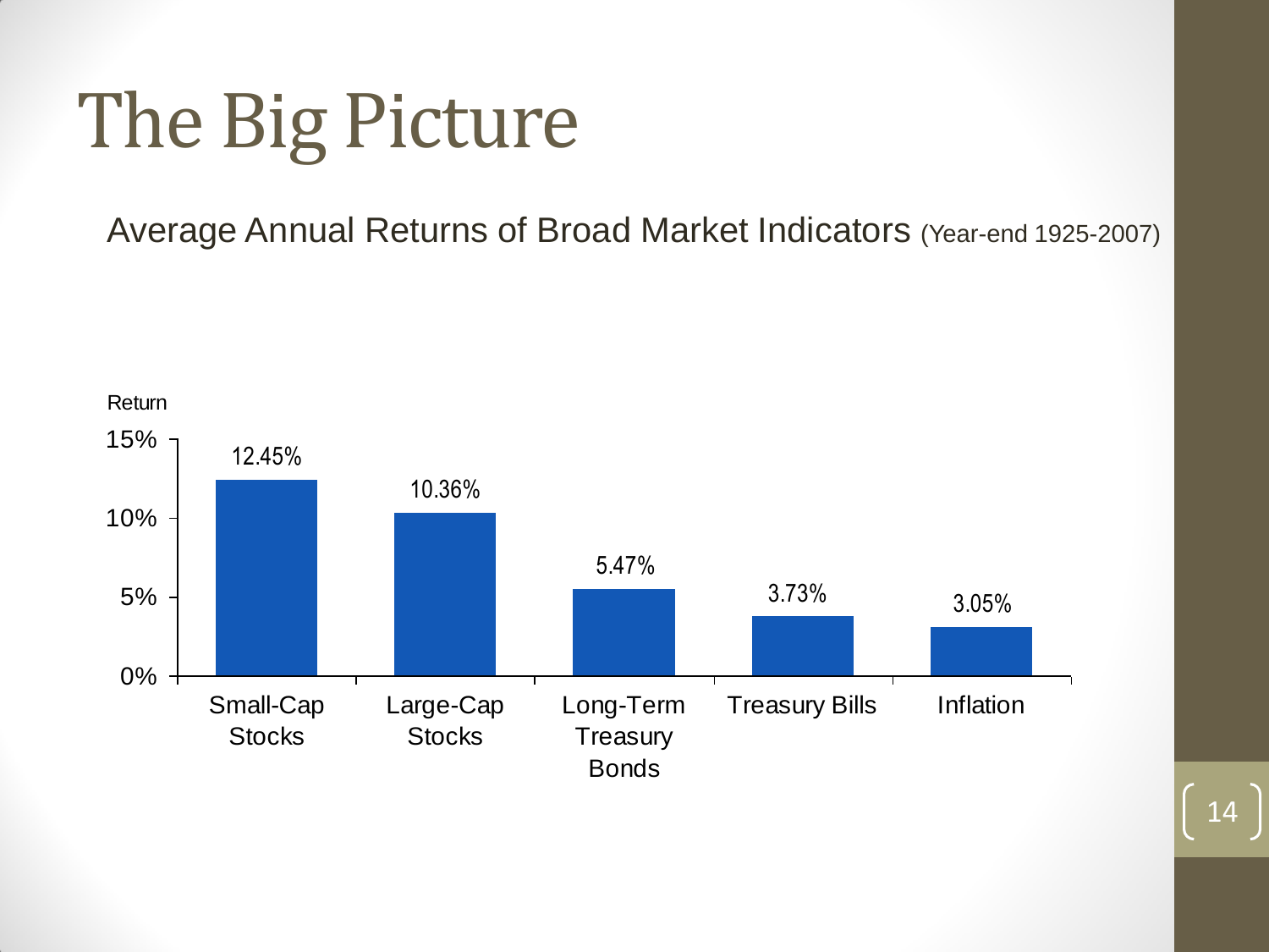# The Big Picture

Average Annual Returns of Broad Market Indicators (Year-end 1925-2007)

Return

15%

10%

5%

0%

12.45%

10.36%

5.47%

3.73%

3.05%

Small-Cap Stocks

Large-Cap Stocks

Long-Term Treasury Bonds

Treasury Bills

Inflation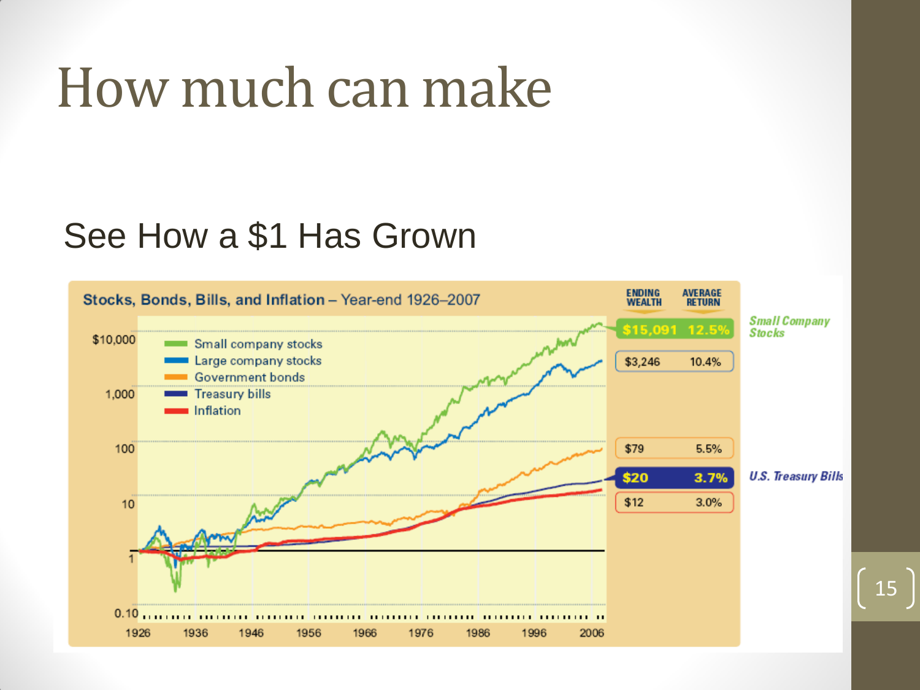# How much can make

See How a $1 Has Grown

Stocks, Bonds, Bills, and Inflation – Year-end 1926–2007

ENDING WEALTH

AVERAGE RETURN

$10,000

1,000

100

10

1

0.10

1926 1936 1946 1956 1966 1976 1986 1996 2006

Small company stocks

Large company stocks

Government bonds

Treasury bills

Inflation

$15,091 12.5%

$3,246 10.4%

$79 5.5%

$20 3.7%

$12 3.0%

*Small Company Stocks*

*U.S. Treasury Bills*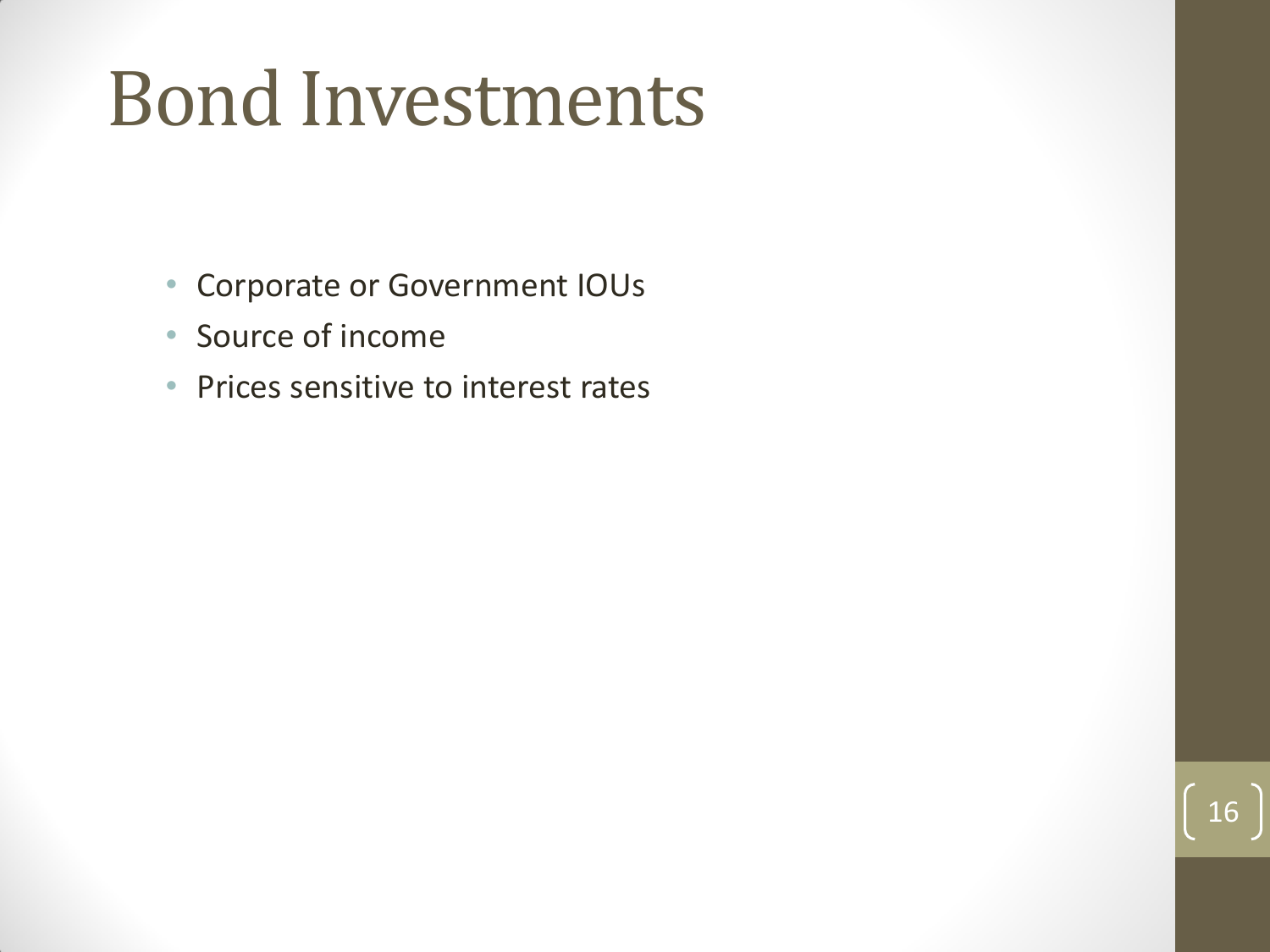# Bond Investments

- Corporate or Government IOUs
- Source of income
- Prices sensitive to interest rates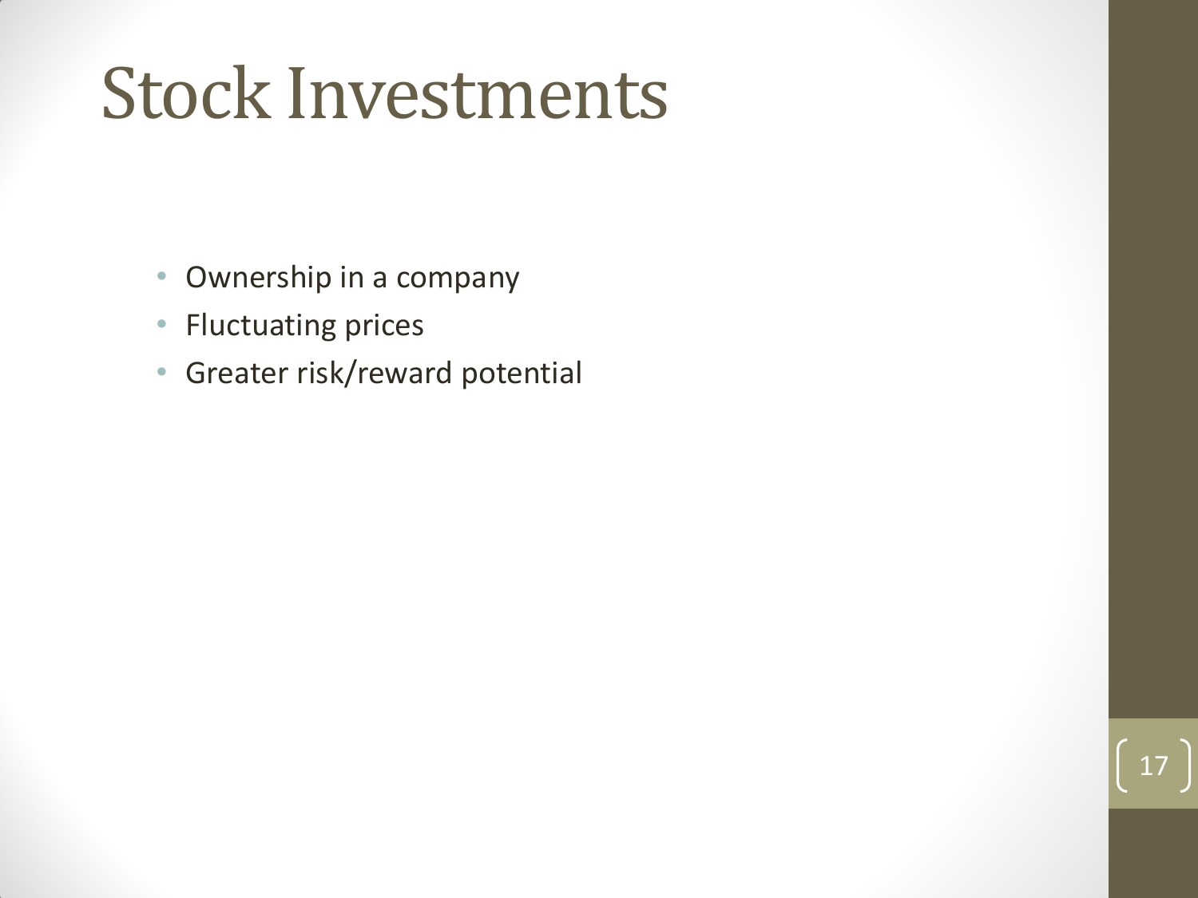# Stock Investments

- Ownership in a company
- Fluctuating prices
- Greater risk/reward potential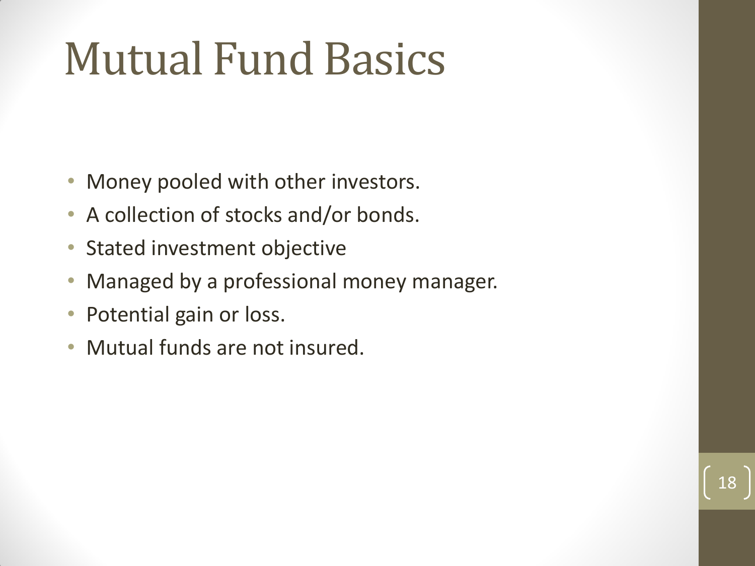# Mutual Fund Basics

- Money pooled with other investors.
- A collection of stocks and/or bonds.
- Stated investment objective
- Managed by a professional money manager.
- Potential gain or loss.
- Mutual funds are not insured.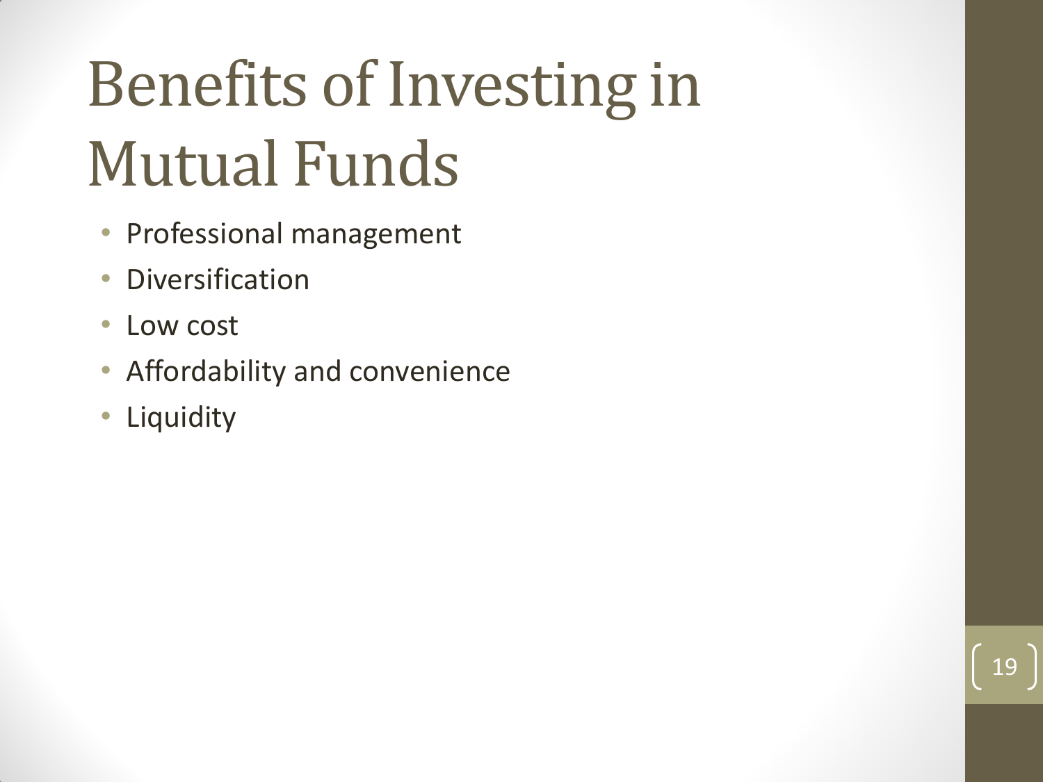# Benefits of Investing in Mutual Funds

- Professional management
- Diversification
- Low cost
- Affordability and convenience
- Liquidity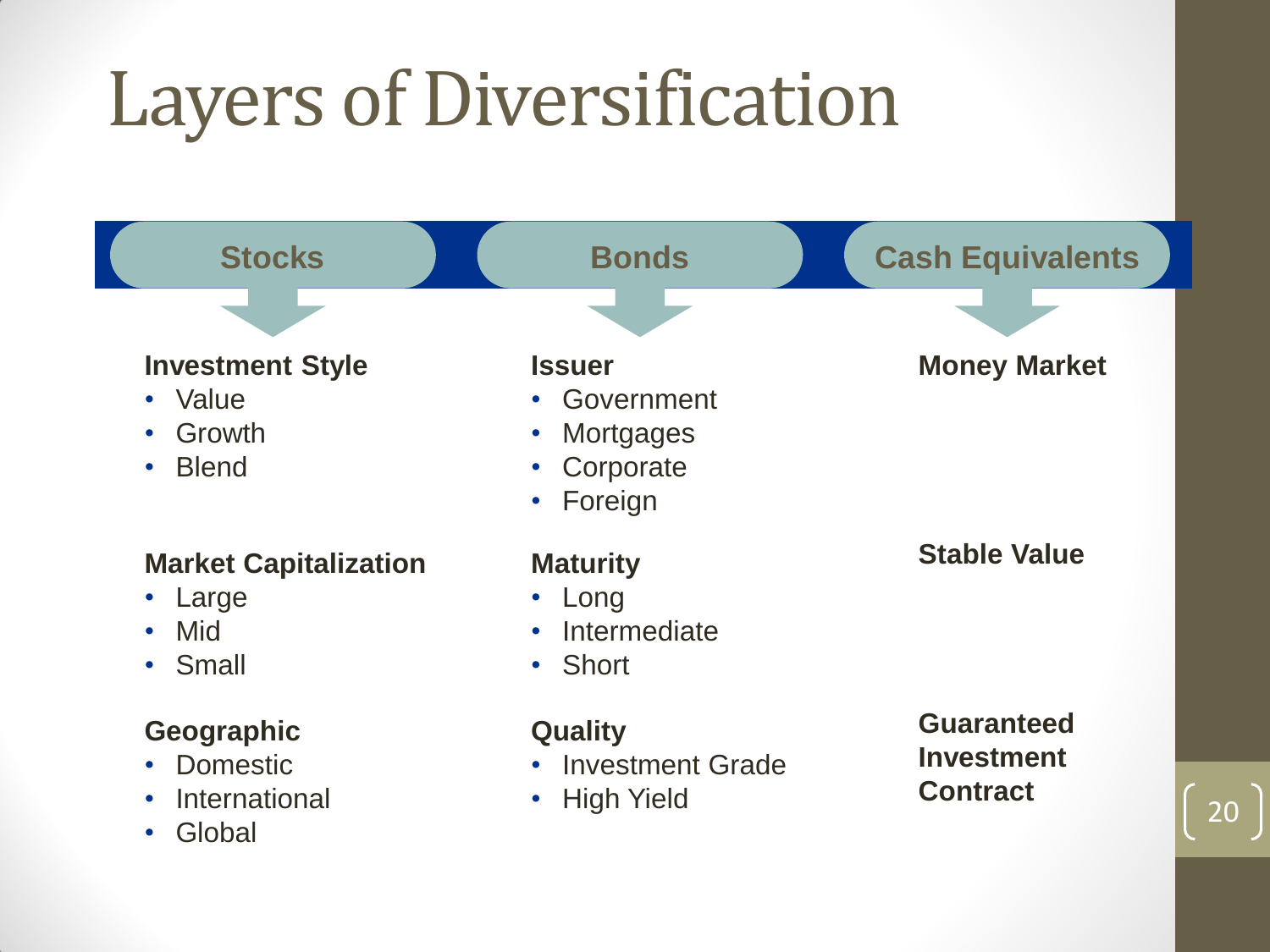# Layers of Diversification

## Stocks

**Investment Style**

- Value
- Growth
- Blend

**Market Capitalization**

- Large
- Mid
- Small

**Geographic**

- Domestic
- International
- Global

## Bonds

**Issuer**

- Government
- Mortgages
- Corporate
- Foreign

**Maturity**

- Long
- Intermediate
- Short

**Quality**

- Investment Grade
- High Yield

## Cash Equivalents

**Money Market**

**Stable Value**

**Guaranteed Investment Contract**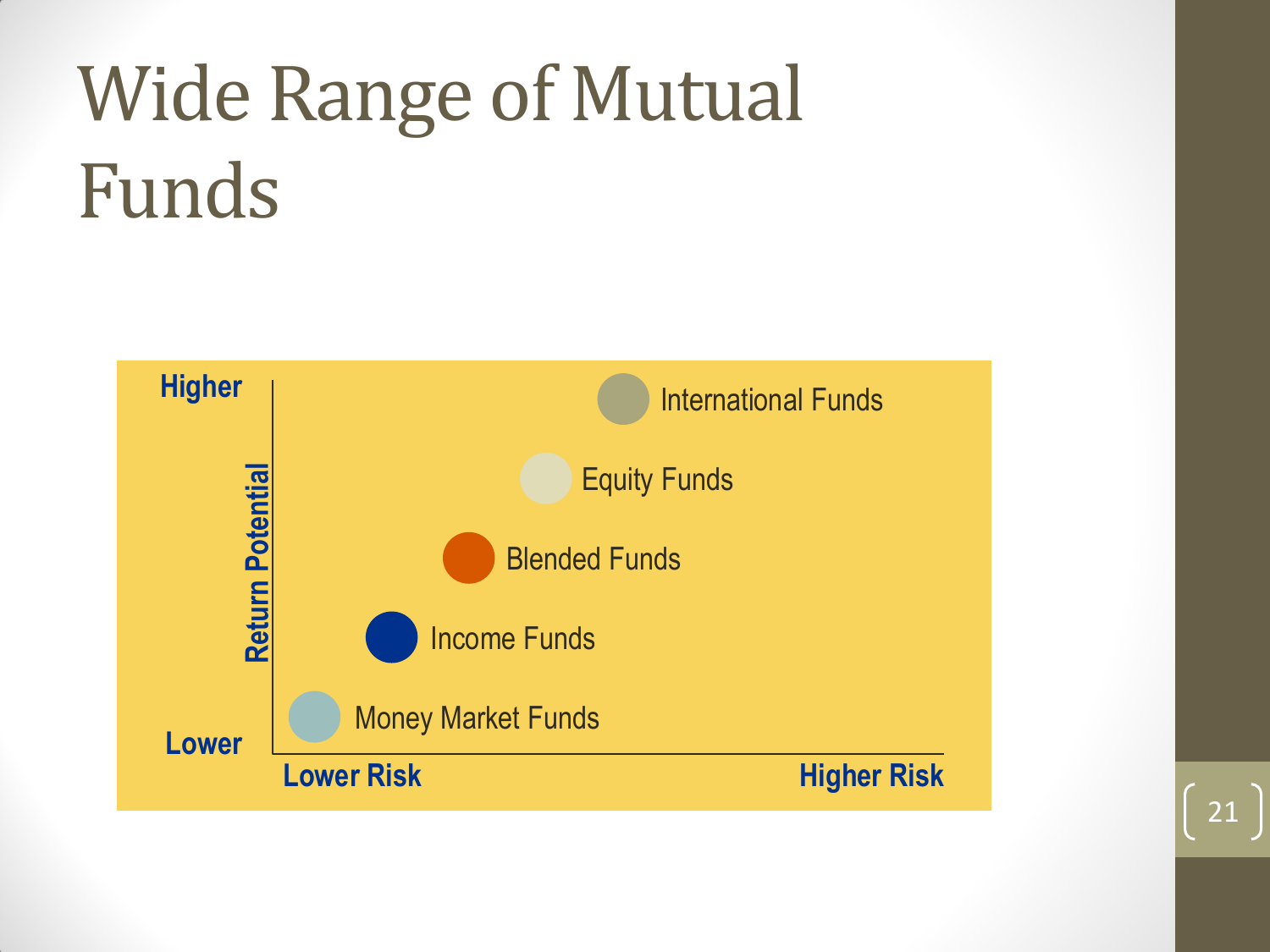# Wide Range of Mutual Funds

Higher

Return Potential

Lower

Lower Risk

Higher Risk

International Funds

Equity Funds

Blended Funds

Income Funds

Money Market Funds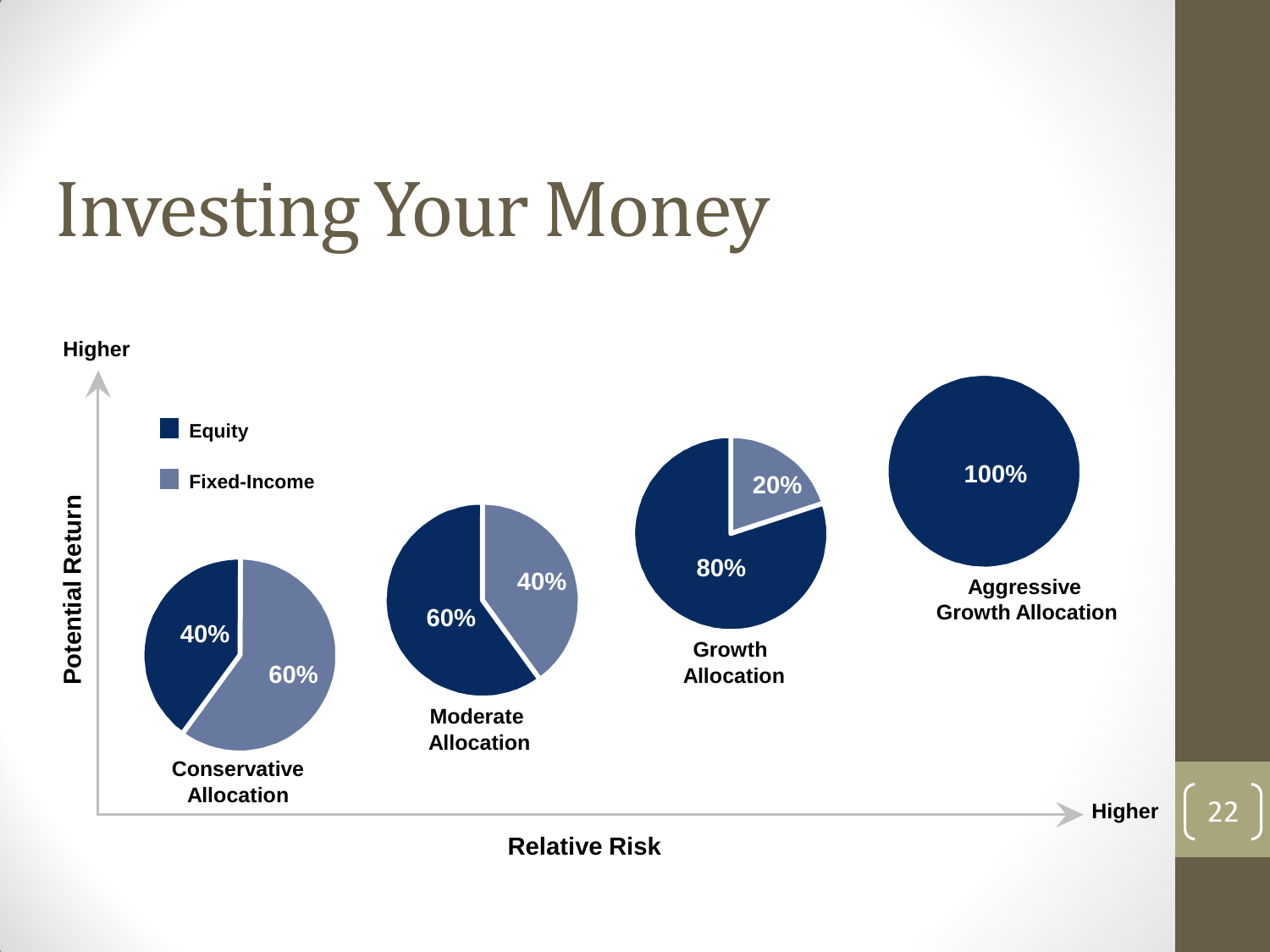# Investing Your Money

Higher

Potential Return

Equity

Fixed-Income

40%

60%

Conservative Allocation

60%

40%

Moderate Allocation

80%

20%

Growth Allocation

100%

Aggressive Growth Allocation

Higher

Relative Risk